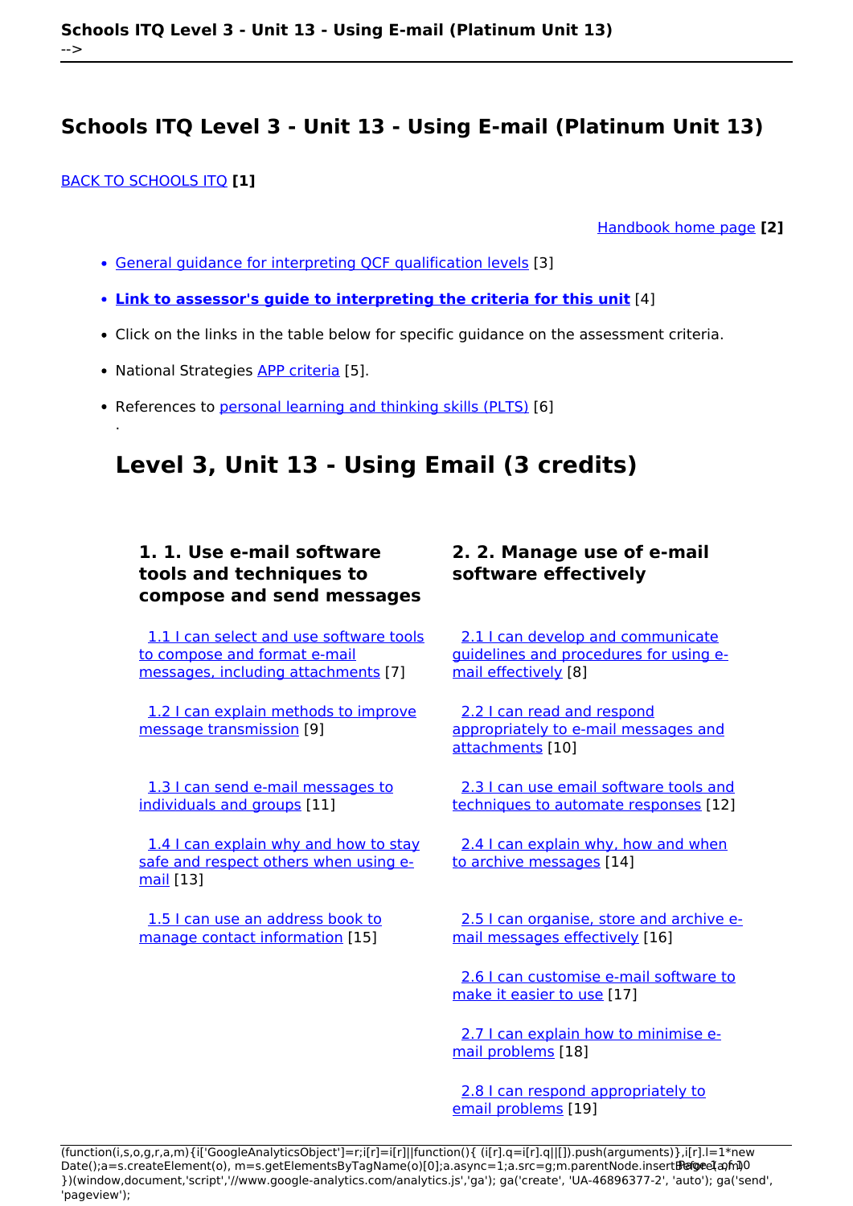# Schools ITQ Level 3 - Unit 13 - Using E-mail (Platinum Unit 13)

BACK TO SCHOOLS ITQ **[1]**

Handbook home page **[2]**

- General guidance for interpreting QCF qualification levels [3]
- **Link to assessor's guide to interpreting the criteria for this unit** [4]
- Click on the links in the table below for specific guidance on the assessment criteria.
- National Strategies APP criteria [5].
- References to personal learning and thinking skills (PLTS) [6]

.

## Level 3, Unit 13 - Using Email (3 credits)

| 1. 1. Use e-mail software tools and techniques to compose and send messages | 2. 2. Manage use of e-mail software effectively |
|---|---|
| 1.1 I can select and use software tools to compose and format e-mail messages, including attachments [7] | 2.1 I can develop and communicate guidelines and procedures for using e-mail effectively [8] |
| 1.2 I can explain methods to improve message transmission [9] | 2.2 I can read and respond appropriately to e-mail messages and attachments [10] |
| 1.3 I can send e-mail messages to individuals and groups [11] | 2.3 I can use email software tools and techniques to automate responses [12] |
| 1.4 I can explain why and how to stay safe and respect others when using e-mail [13] | 2.4 I can explain why, how and when to archive messages [14] |
| 1.5 I can use an address book to manage contact information [15] | 2.5 I can organise, store and archive e-mail messages effectively [16] |
| | 2.6 I can customise e-mail software to make it easier to use [17] |
| | 2.7 I can explain how to minimise e-mail problems [18] |
| | 2.8 I can respond appropriately to email problems [19] |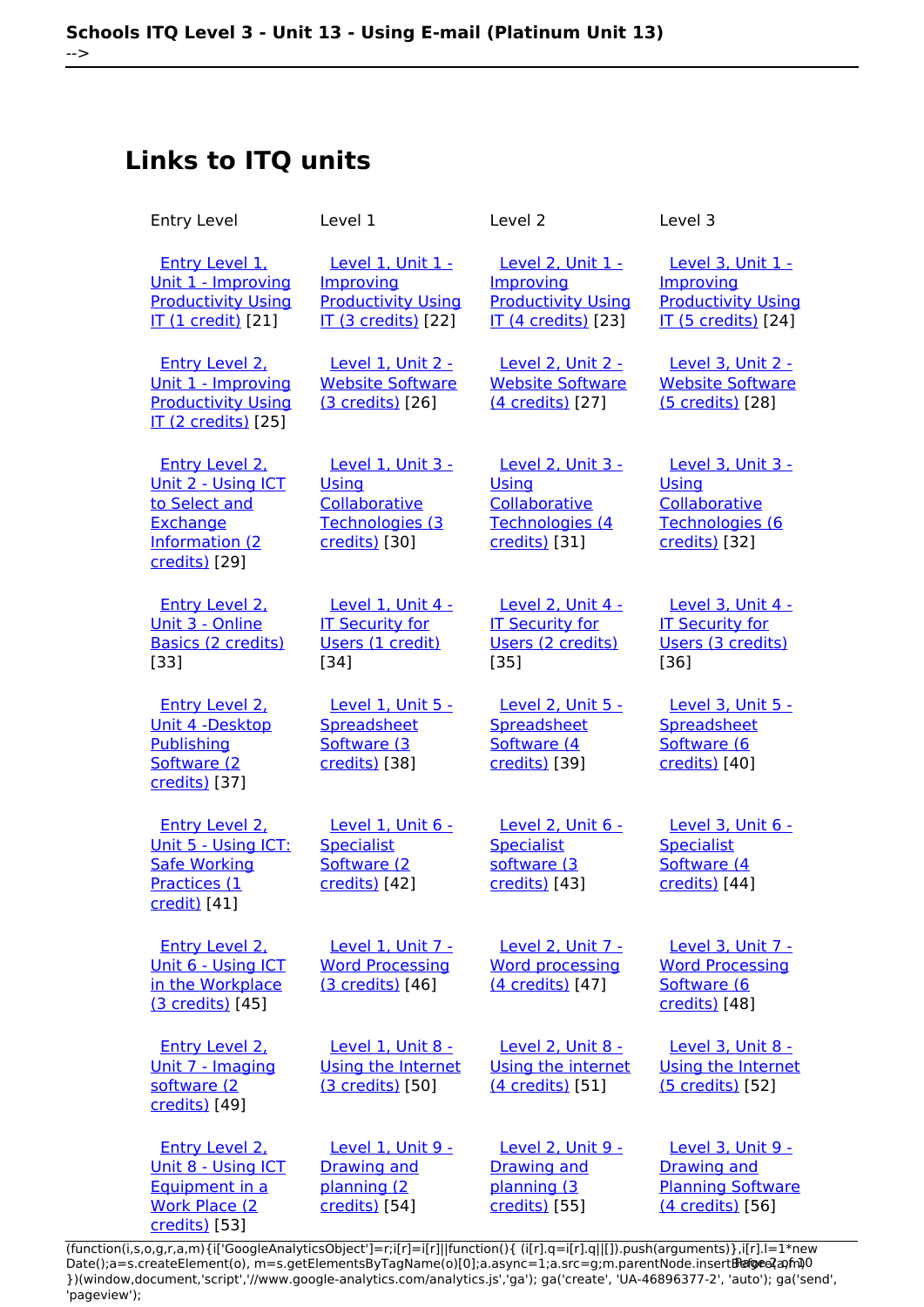## Links to ITQ units

| Entry Level | Level 1 | Level 2 | Level 3 |
|---|---|---|---|
| Entry Level 1, Unit 1 - Improving Productivity Using IT (1 credit) [21] | Level 1, Unit 1 - Improving Productivity Using IT (3 credits) [22] | Level 2, Unit 1 - Improving Productivity Using IT (4 credits) [23] | Level 3, Unit 1 - Improving Productivity Using IT (5 credits) [24] |
| Entry Level 2, Unit 1 - Improving Productivity Using IT (2 credits) [25] | Level 1, Unit 2 - Website Software (3 credits) [26] | Level 2, Unit 2 - Website Software (4 credits) [27] | Level 3, Unit 2 - Website Software (5 credits) [28] |
| Entry Level 2, Unit 2 - Using ICT to Select and Exchange Information (2 credits) [29] | Level 1, Unit 3 - Using Collaborative Technologies (3 credits) [30] | Level 2, Unit 3 - Using Collaborative Technologies (4 credits) [31] | Level 3, Unit 3 - Using Collaborative Technologies (6 credits) [32] |
| Entry Level 2, Unit 3 - Online Basics (2 credits) [33] | Level 1, Unit 4 - IT Security for Users (1 credit) [34] | Level 2, Unit 4 - IT Security for Users (2 credits) [35] | Level 3, Unit 4 - IT Security for Users (3 credits) [36] |
| Entry Level 2, Unit 4 -Desktop Publishing Software (2 credits) [37] | Level 1, Unit 5 - Spreadsheet Software (3 credits) [38] | Level 2, Unit 5 - Spreadsheet Software (4 credits) [39] | Level 3, Unit 5 - Spreadsheet Software (6 credits) [40] |
| Entry Level 2, Unit 5 - Using ICT: Safe Working Practices (1 credit) [41] | Level 1, Unit 6 - Specialist Software (2 credits) [42] | Level 2, Unit 6 - Specialist software (3 credits) [43] | Level 3, Unit 6 - Specialist Software (4 credits) [44] |
| Entry Level 2, Unit 6 - Using ICT in the Workplace (3 credits) [45] | Level 1, Unit 7 - Word Processing (3 credits) [46] | Level 2, Unit 7 - Word processing (4 credits) [47] | Level 3, Unit 7 - Word Processing Software (6 credits) [48] |
| Entry Level 2, Unit 7 - Imaging software (2 credits) [49] | Level 1, Unit 8 - Using the Internet (3 credits) [50] | Level 2, Unit 8 - Using the internet (4 credits) [51] | Level 3, Unit 8 - Using the Internet (5 credits) [52] |
| Entry Level 2, Unit 8 - Using ICT Equipment in a Work Place (2 credits) [53] | Level 1, Unit 9 - Drawing and planning (2 credits) [54] | Level 2, Unit 9 - Drawing and planning (3 credits) [55] | Level 3, Unit 9 - Drawing and Planning Software (4 credits) [56] |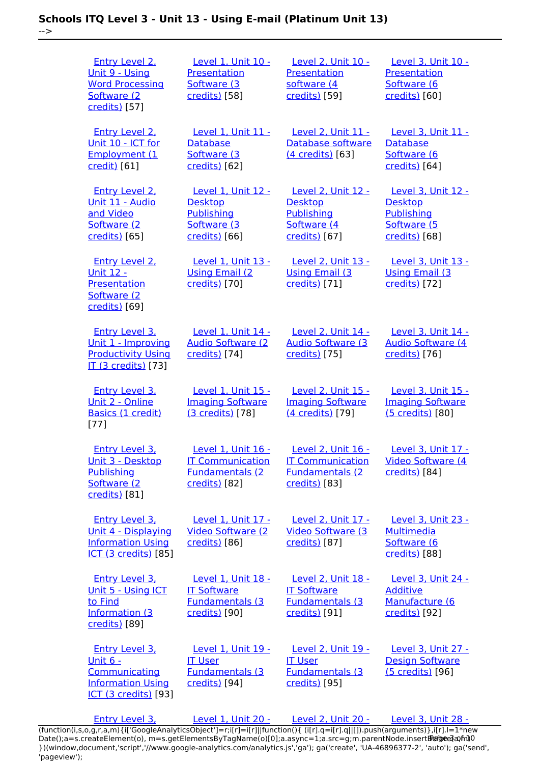| | | | |
|---|---|---|---|
| Entry Level 2, Unit 9 - Using Word Processing Software (2 credits) [57] | Level 1, Unit 10 - Presentation Software (3 credits) [58] | Level 2, Unit 10 - Presentation software (4 credits) [59] | Level 3, Unit 10 - Presentation Software (6 credits) [60] |
| Entry Level 2, Unit 10 - ICT for Employment (1 credit) [61] | Level 1, Unit 11 - Database Software (3 credits) [62] | Level 2, Unit 11 - Database software (4 credits) [63] | Level 3, Unit 11 - Database Software (6 credits) [64] |
| Entry Level 2, Unit 11 - Audio and Video Software (2 credits) [65] | Level 1, Unit 12 - Desktop Publishing Software (3 credits) [66] | Level 2, Unit 12 - Desktop Publishing Software (4 credits) [67] | Level 3, Unit 12 - Desktop Publishing Software (5 credits) [68] |
| Entry Level 2, Unit 12 - Presentation Software (2 credits) [69] | Level 1, Unit 13 - Using Email (2 credits) [70] | Level 2, Unit 13 - Using Email (3 credits) [71] | Level 3, Unit 13 - Using Email (3 credits) [72] |
| Entry Level 3, Unit 1 - Improving Productivity Using IT (3 credits) [73] | Level 1, Unit 14 - Audio Software (2 credits) [74] | Level 2, Unit 14 - Audio Software (3 credits) [75] | Level 3, Unit 14 - Audio Software (4 credits) [76] |
| Entry Level 3, Unit 2 - Online Basics (1 credit) [77] | Level 1, Unit 15 - Imaging Software (3 credits) [78] | Level 2, Unit 15 - Imaging Software (4 credits) [79] | Level 3, Unit 15 - Imaging Software (5 credits) [80] |
| Entry Level 3, Unit 3 - Desktop Publishing Software (2 credits) [81] | Level 1, Unit 16 - IT Communication Fundamentals (2 credits) [82] | Level 2, Unit 16 - IT Communication Fundamentals (2 credits) [83] | Level 3, Unit 17 - Video Software (4 credits) [84] |
| Entry Level 3, Unit 4 - Displaying Information Using ICT (3 credits) [85] | Level 1, Unit 17 - Video Software (2 credits) [86] | Level 2, Unit 17 - Video Software (3 credits) [87] | Level 3, Unit 23 - Multimedia Software (6 credits) [88] |
| Entry Level 3, Unit 5 - Using ICT to Find Information (3 credits) [89] | Level 1, Unit 18 - IT Software Fundamentals (3 credits) [90] | Level 2, Unit 18 - IT Software Fundamentals (3 credits) [91] | Level 3, Unit 24 - Additive Manufacture (6 credits) [92] |
| Entry Level 3, Unit 6 - Communicating Information Using ICT (3 credits) [93] | Level 1, Unit 19 - IT User Fundamentals (3 credits) [94] | Level 2, Unit 19 - IT User Fundamentals (3 credits) [95] | Level 3, Unit 27 - Design Software (5 credits) [96] |
| Entry Level 3, | Level 1, Unit 20 - | Level 2, Unit 20 - | Level 3, Unit 28 - |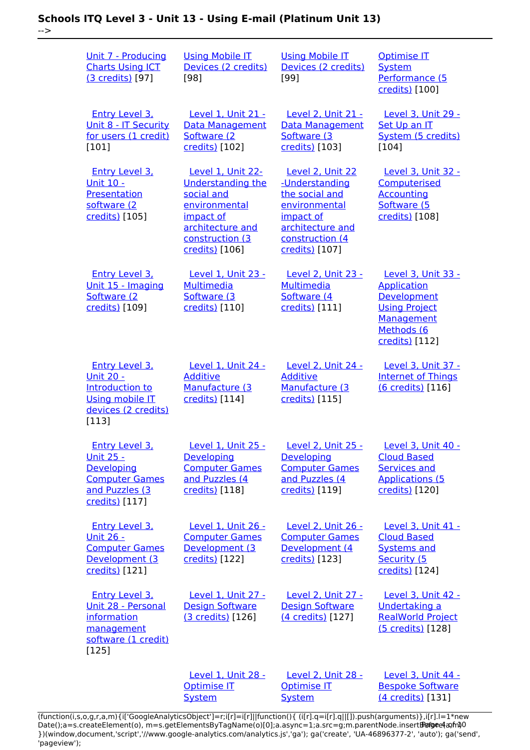| | | | |
|---|---|---|---|
| Unit 7 - Producing Charts Using ICT (3 credits) [97] | Using Mobile IT Devices (2 credits) [98] | Using Mobile IT Devices (2 credits) [99] | Optimise IT System Performance (5 credits) [100] |
| Entry Level 3, Unit 8 - IT Security for users (1 credit) [101] | Level 1, Unit 21 - Data Management Software (2 credits) [102] | Level 2, Unit 21 - Data Management Software (3 credits) [103] | Level 3, Unit 29 - Set Up an IT System (5 credits) [104] |
| Entry Level 3, Unit 10 - Presentation software (2 credits) [105] | Level 1, Unit 22- Understanding the social and environmental impact of architecture and construction (3 credits) [106] | Level 2, Unit 22 -Understanding the social and environmental impact of architecture and construction (4 credits) [107] | Level 3, Unit 32 - Computerised Accounting Software (5 credits) [108] |
| Entry Level 3, Unit 15 - Imaging Software (2 credits) [109] | Level 1, Unit 23 - Multimedia Software (3 credits) [110] | Level 2, Unit 23 - Multimedia Software (4 credits) [111] | Level 3, Unit 33 - Application Development Using Project Management Methods (6 credits) [112] |
| Entry Level 3, Unit 20 - Introduction to Using mobile IT devices (2 credits) [113] | Level 1, Unit 24 - Additive Manufacture (3 credits) [114] | Level 2, Unit 24 - Additive Manufacture (3 credits) [115] | Level 3, Unit 37 - Internet of Things (6 credits) [116] |
| Entry Level 3, Unit 25 - Developing Computer Games and Puzzles (3 credits) [117] | Level 1, Unit 25 - Developing Computer Games and Puzzles (4 credits) [118] | Level 2, Unit 25 - Developing Computer Games and Puzzles (4 credits) [119] | Level 3, Unit 40 - Cloud Based Services and Applications (5 credits) [120] |
| Entry Level 3, Unit 26 - Computer Games Development (3 credits) [121] | Level 1, Unit 26 - Computer Games Development (3 credits) [122] | Level 2, Unit 26 - Computer Games Development (4 credits) [123] | Level 3, Unit 41 - Cloud Based Systems and Security (5 credits) [124] |
| Entry Level 3, Unit 28 - Personal information management software (1 credit) [125] | Level 1, Unit 27 - Design Software (3 credits) [126] | Level 2, Unit 27 - Design Software (4 credits) [127] | Level 3, Unit 42 - Undertaking a RealWorld Project (5 credits) [128] |
| | Level 1, Unit 28 - Optimise IT System | Level 2, Unit 28 - Optimise IT System | Level 3, Unit 44 - Bespoke Software (4 credits) [131] |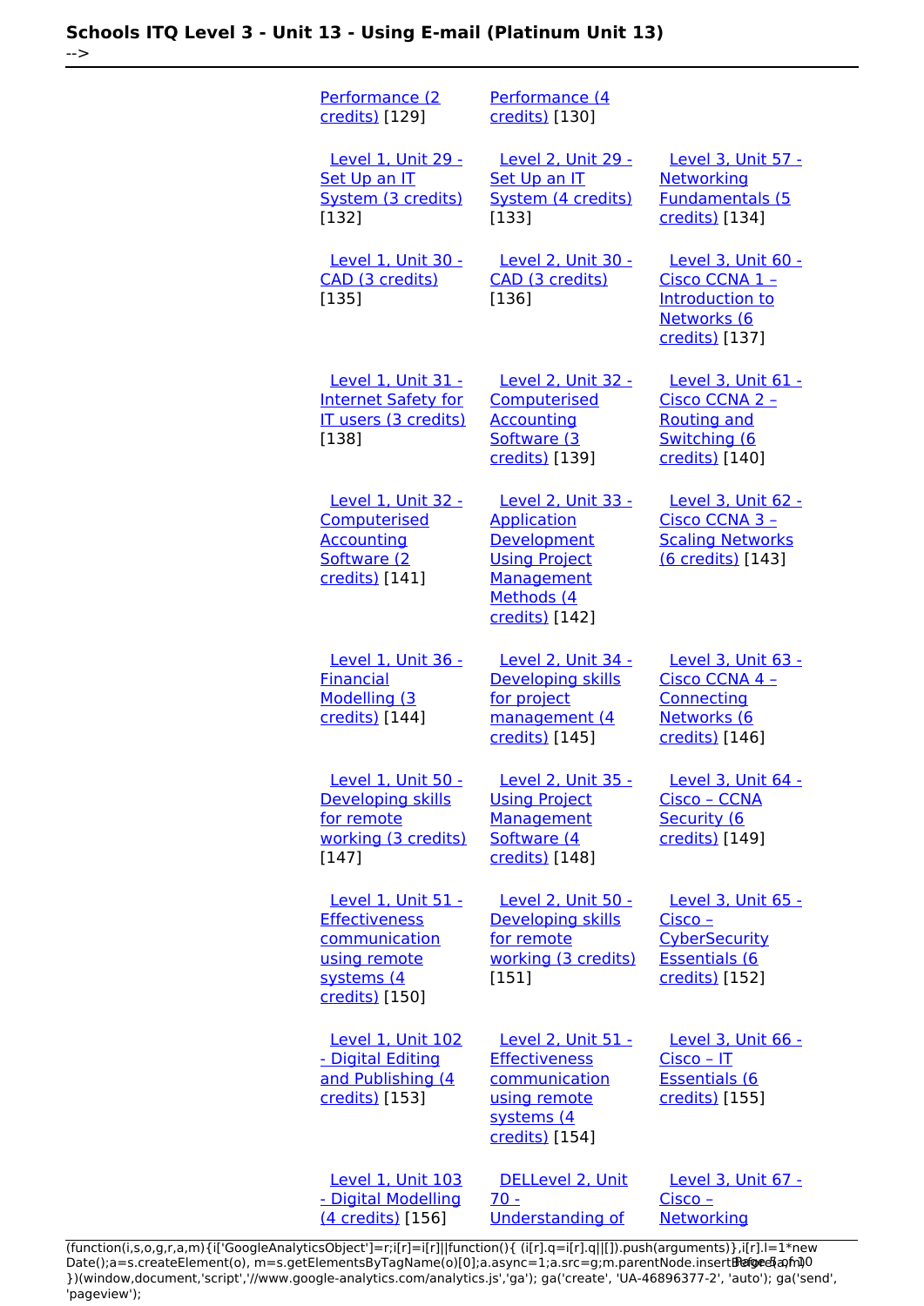| | | |
|---|---|---|
| Performance (2 credits) [129] | Performance (4 credits) [130] | |
| Level 1, Unit 29 - Set Up an IT System (3 credits) [132] | Level 2, Unit 29 - Set Up an IT System (4 credits) [133] | Level 3, Unit 57 - Networking Fundamentals (5 credits) [134] |
| Level 1, Unit 30 - CAD (3 credits) [135] | Level 2, Unit 30 - CAD (3 credits) [136] | Level 3, Unit 60 - Cisco CCNA 1 – Introduction to Networks (6 credits) [137] |
| Level 1, Unit 31 - Internet Safety for IT users (3 credits) [138] | Level 2, Unit 32 - Computerised Accounting Software (3 credits) [139] | Level 3, Unit 61 - Cisco CCNA 2 – Routing and Switching (6 credits) [140] |
| Level 1, Unit 32 - Computerised Accounting Software (2 credits) [141] | Level 2, Unit 33 - Application Development Using Project Management Methods (4 credits) [142] | Level 3, Unit 62 - Cisco CCNA 3 – Scaling Networks (6 credits) [143] |
| Level 1, Unit 36 - Financial Modelling (3 credits) [144] | Level 2, Unit 34 - Developing skills for project management (4 credits) [145] | Level 3, Unit 63 - Cisco CCNA 4 – Connecting Networks (6 credits) [146] |
| Level 1, Unit 50 - Developing skills for remote working (3 credits) [147] | Level 2, Unit 35 - Using Project Management Software (4 credits) [148] | Level 3, Unit 64 - Cisco – CCNA Security (6 credits) [149] |
| Level 1, Unit 51 - Effectiveness communication using remote systems (4 credits) [150] | Level 2, Unit 50 - Developing skills for remote working (3 credits) [151] | Level 3, Unit 65 - Cisco – CyberSecurity Essentials (6 credits) [152] |
| Level 1, Unit 102 - Digital Editing and Publishing (4 credits) [153] | Level 2, Unit 51 - Effectiveness communication using remote systems (4 credits) [154] | Level 3, Unit 66 - Cisco – IT Essentials (6 credits) [155] |
| Level 1, Unit 103 - Digital Modelling (4 credits) [156] | DELLevel 2, Unit 70 - Understanding of | Level 3, Unit 67 - Cisco – Networking |

(function(i,s,o,g,r,a,m){i['GoogleAnalyticsObject']=r;i[r]=i[r]||function(){ (i[r].q=i[r].q||[]).push(arguments)},i[r].l=1*new Date();a=s.createElement(o), m=s.getElementsByTagName(o)[0];a.async=1;a.src=g;m.parentNode.insertBefore(a,m) })(window,document,'script','//www.google-analytics.com/analytics.js','ga'); ga('create', 'UA-46896377-2', 'auto'); ga('send', 'pageview');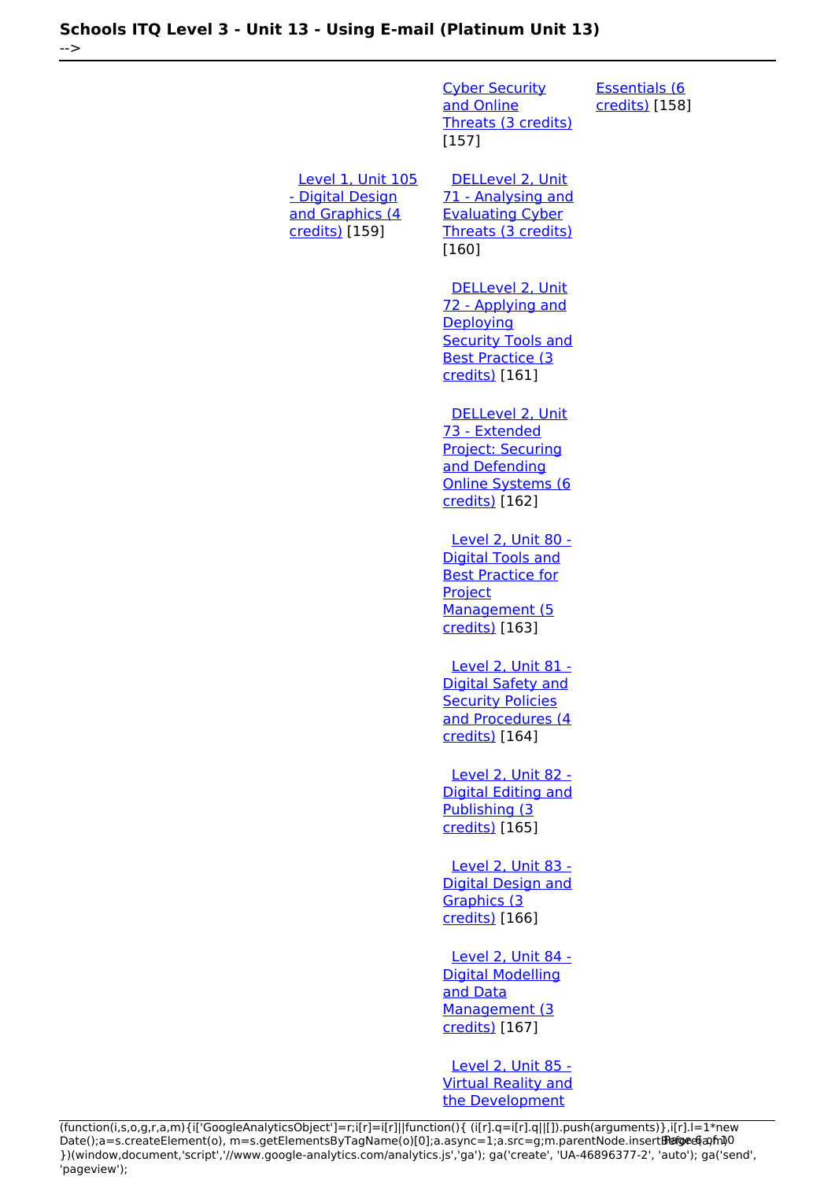Cyber Security and Online Threats (3 credits) [157]

Essentials (6 credits) [158]

Level 1, Unit 105 - Digital Design and Graphics (4 credits) [159]

DELLevel 2, Unit 71 - Analysing and Evaluating Cyber Threats (3 credits) [160]

DELLevel 2, Unit 72 - Applying and Deploying Security Tools and Best Practice (3 credits) [161]

DELLevel 2, Unit 73 - Extended Project: Securing and Defending Online Systems (6 credits) [162]

Level 2, Unit 80 - Digital Tools and Best Practice for Project Management (5 credits) [163]

Level 2, Unit 81 - Digital Safety and Security Policies and Procedures (4 credits) [164]

Level 2, Unit 82 - Digital Editing and Publishing (3 credits) [165]

Level 2, Unit 83 - Digital Design and Graphics (3 credits) [166]

Level 2, Unit 84 - Digital Modelling and Data Management (3 credits) [167]

Level 2, Unit 85 - Virtual Reality and the Development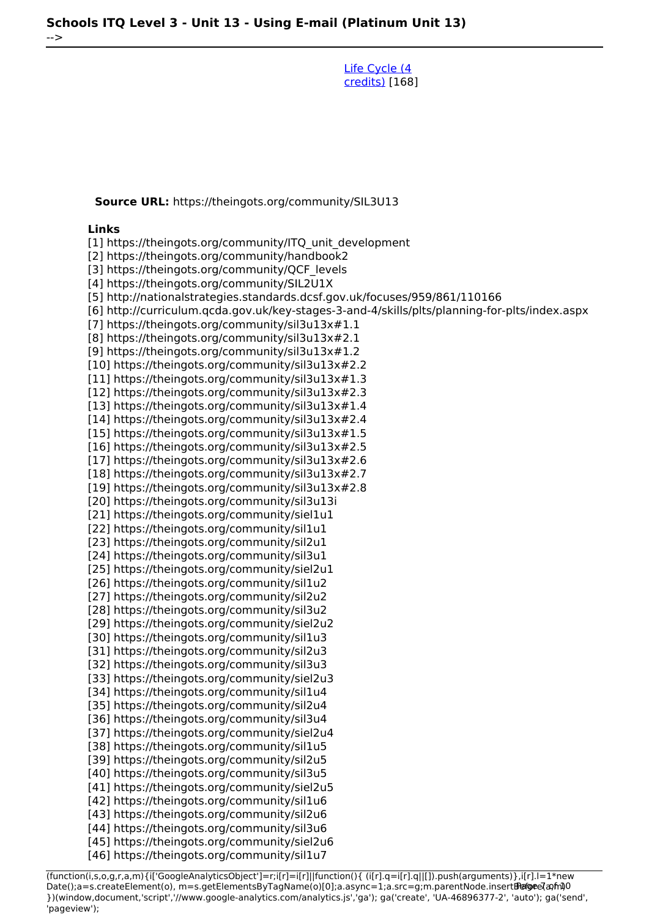[Life Cycle (4 credits)](https://theingots.org/community/SIL3U13) [168]

**Source URL:** https://theingots.org/community/SIL3U13

**Links**

[1] https://theingots.org/community/ITQ_unit_development
[2] https://theingots.org/community/handbook2
[3] https://theingots.org/community/QCF_levels
[4] https://theingots.org/community/SIL2U1X
[5] http://nationalstrategies.standards.dcsf.gov.uk/focuses/959/861/110166
[6] http://curriculum.qcda.gov.uk/key-stages-3-and-4/skills/plts/planning-for-plts/index.aspx
[7] https://theingots.org/community/sil3u13x#1.1
[8] https://theingots.org/community/sil3u13x#2.1
[9] https://theingots.org/community/sil3u13x#1.2
[10] https://theingots.org/community/sil3u13x#2.2
[11] https://theingots.org/community/sil3u13x#1.3
[12] https://theingots.org/community/sil3u13x#2.3
[13] https://theingots.org/community/sil3u13x#1.4
[14] https://theingots.org/community/sil3u13x#2.4
[15] https://theingots.org/community/sil3u13x#1.5
[16] https://theingots.org/community/sil3u13x#2.5
[17] https://theingots.org/community/sil3u13x#2.6
[18] https://theingots.org/community/sil3u13x#2.7
[19] https://theingots.org/community/sil3u13x#2.8
[20] https://theingots.org/community/sil3u13i
[21] https://theingots.org/community/siel1u1
[22] https://theingots.org/community/sil1u1
[23] https://theingots.org/community/sil2u1
[24] https://theingots.org/community/sil3u1
[25] https://theingots.org/community/siel2u1
[26] https://theingots.org/community/sil1u2
[27] https://theingots.org/community/sil2u2
[28] https://theingots.org/community/sil3u2
[29] https://theingots.org/community/siel2u2
[30] https://theingots.org/community/sil1u3
[31] https://theingots.org/community/sil2u3
[32] https://theingots.org/community/sil3u3
[33] https://theingots.org/community/siel2u3
[34] https://theingots.org/community/sil1u4
[35] https://theingots.org/community/sil2u4
[36] https://theingots.org/community/sil3u4
[37] https://theingots.org/community/siel2u4
[38] https://theingots.org/community/sil1u5
[39] https://theingots.org/community/sil2u5
[40] https://theingots.org/community/sil3u5
[41] https://theingots.org/community/siel2u5
[42] https://theingots.org/community/sil1u6
[43] https://theingots.org/community/sil2u6
[44] https://theingots.org/community/sil3u6
[45] https://theingots.org/community/siel2u6
[46] https://theingots.org/community/sil1u7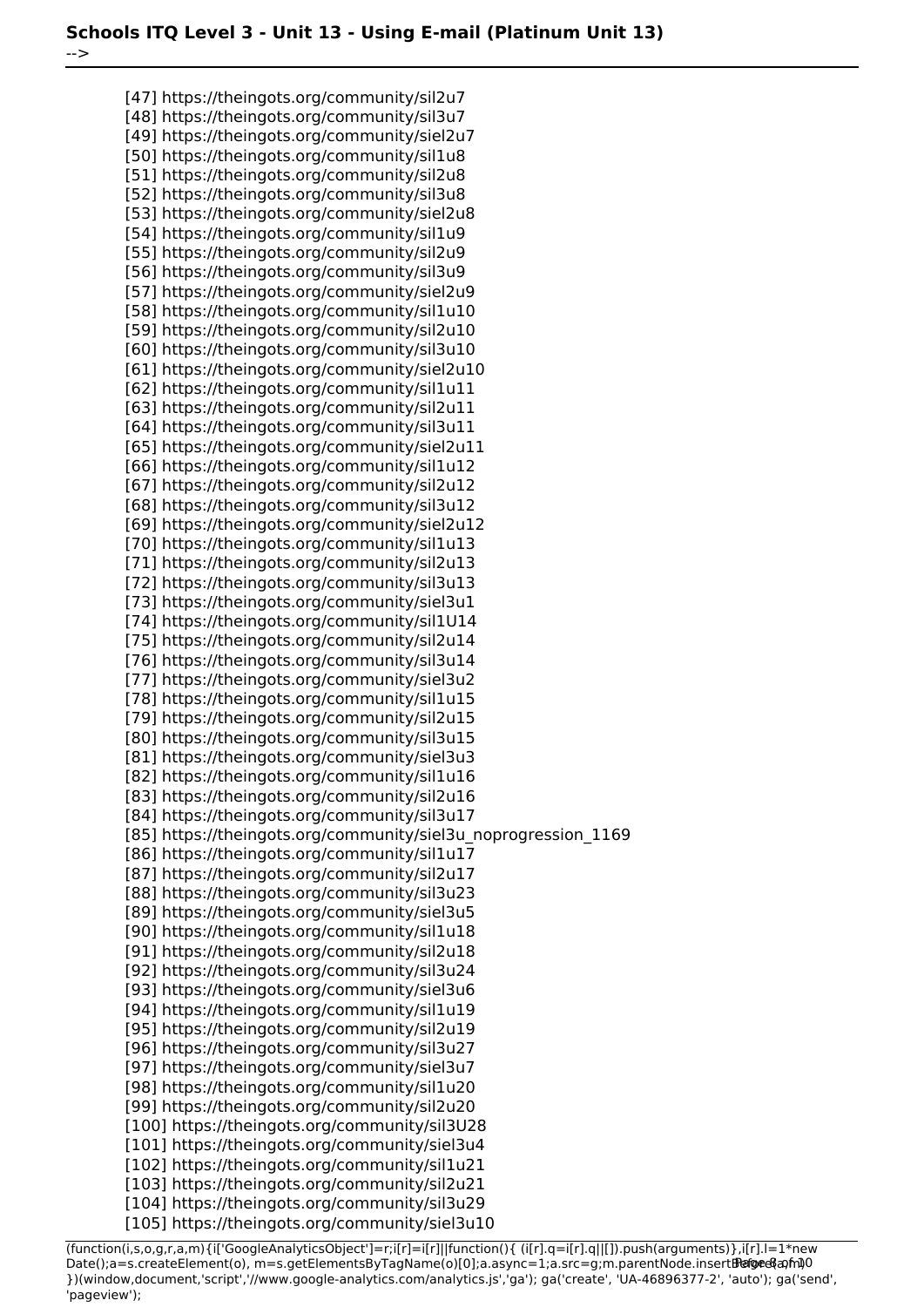[47] https://theingots.org/community/sil2u7
[48] https://theingots.org/community/sil3u7
[49] https://theingots.org/community/siel2u7
[50] https://theingots.org/community/sil1u8
[51] https://theingots.org/community/sil2u8
[52] https://theingots.org/community/sil3u8
[53] https://theingots.org/community/siel2u8
[54] https://theingots.org/community/sil1u9
[55] https://theingots.org/community/sil2u9
[56] https://theingots.org/community/sil3u9
[57] https://theingots.org/community/siel2u9
[58] https://theingots.org/community/sil1u10
[59] https://theingots.org/community/sil2u10
[60] https://theingots.org/community/sil3u10
[61] https://theingots.org/community/siel2u10
[62] https://theingots.org/community/sil1u11
[63] https://theingots.org/community/sil2u11
[64] https://theingots.org/community/sil3u11
[65] https://theingots.org/community/siel2u11
[66] https://theingots.org/community/sil1u12
[67] https://theingots.org/community/sil2u12
[68] https://theingots.org/community/sil3u12
[69] https://theingots.org/community/siel2u12
[70] https://theingots.org/community/sil1u13
[71] https://theingots.org/community/sil2u13
[72] https://theingots.org/community/sil3u13
[73] https://theingots.org/community/siel3u1
[74] https://theingots.org/community/sil1U14
[75] https://theingots.org/community/sil2u14
[76] https://theingots.org/community/sil3u14
[77] https://theingots.org/community/siel3u2
[78] https://theingots.org/community/sil1u15
[79] https://theingots.org/community/sil2u15
[80] https://theingots.org/community/sil3u15
[81] https://theingots.org/community/siel3u3
[82] https://theingots.org/community/sil1u16
[83] https://theingots.org/community/sil2u16
[84] https://theingots.org/community/sil3u17
[85] https://theingots.org/community/siel3u_noprogression_1169
[86] https://theingots.org/community/sil1u17
[87] https://theingots.org/community/sil2u17
[88] https://theingots.org/community/sil3u23
[89] https://theingots.org/community/siel3u5
[90] https://theingots.org/community/sil1u18
[91] https://theingots.org/community/sil2u18
[92] https://theingots.org/community/sil3u24
[93] https://theingots.org/community/siel3u6
[94] https://theingots.org/community/sil1u19
[95] https://theingots.org/community/sil2u19
[96] https://theingots.org/community/sil3u27
[97] https://theingots.org/community/siel3u7
[98] https://theingots.org/community/sil1u20
[99] https://theingots.org/community/sil2u20
[100] https://theingots.org/community/sil3U28
[101] https://theingots.org/community/siel3u4
[102] https://theingots.org/community/sil1u21
[103] https://theingots.org/community/sil2u21
[104] https://theingots.org/community/sil3u29
[105] https://theingots.org/community/siel3u10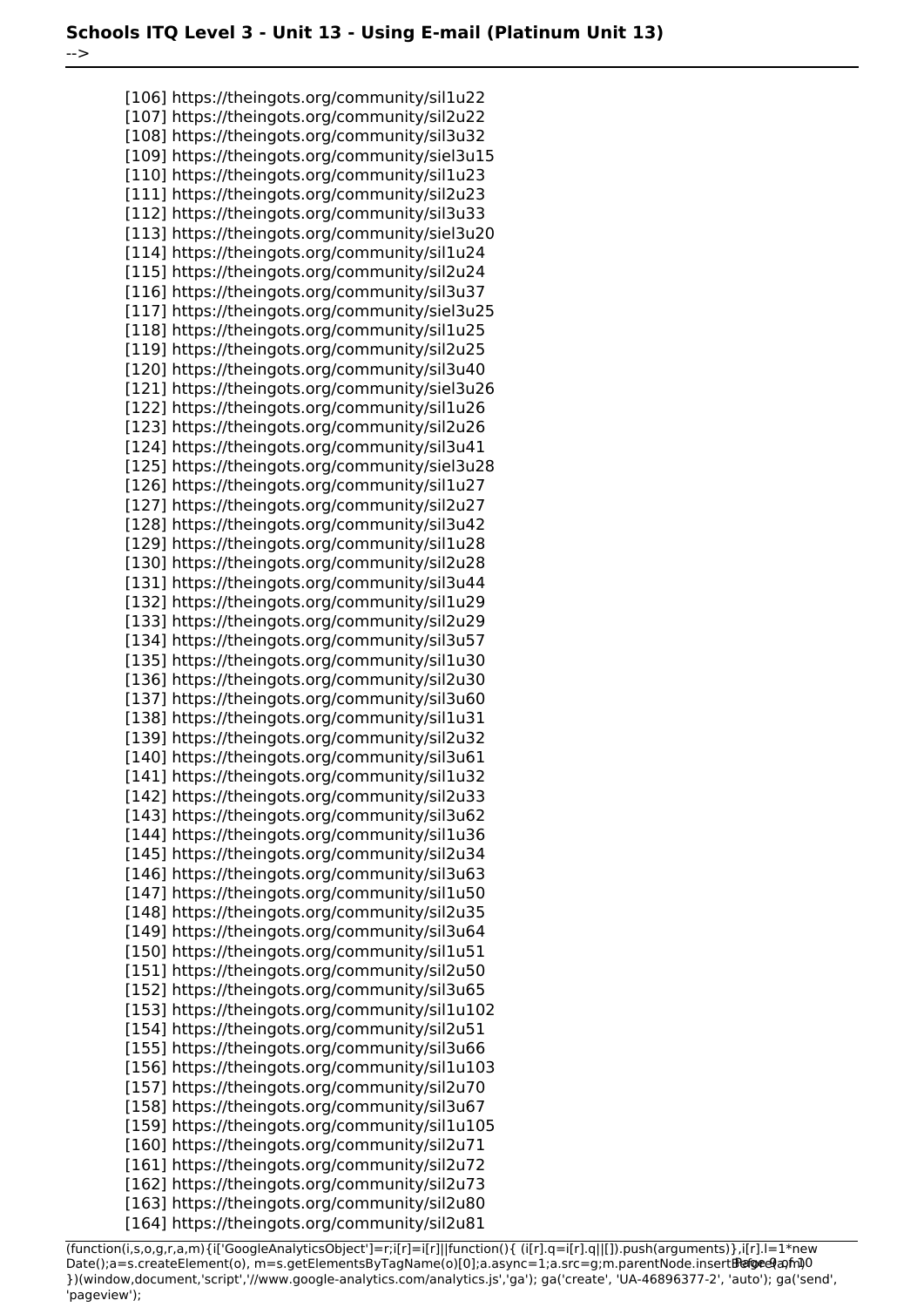[106] https://theingots.org/community/sil1u22
[107] https://theingots.org/community/sil2u22
[108] https://theingots.org/community/sil3u32
[109] https://theingots.org/community/siel3u15
[110] https://theingots.org/community/sil1u23
[111] https://theingots.org/community/sil2u23
[112] https://theingots.org/community/sil3u33
[113] https://theingots.org/community/siel3u20
[114] https://theingots.org/community/sil1u24
[115] https://theingots.org/community/sil2u24
[116] https://theingots.org/community/sil3u37
[117] https://theingots.org/community/siel3u25
[118] https://theingots.org/community/sil1u25
[119] https://theingots.org/community/sil2u25
[120] https://theingots.org/community/sil3u40
[121] https://theingots.org/community/siel3u26
[122] https://theingots.org/community/sil1u26
[123] https://theingots.org/community/sil2u26
[124] https://theingots.org/community/sil3u41
[125] https://theingots.org/community/siel3u28
[126] https://theingots.org/community/sil1u27
[127] https://theingots.org/community/sil2u27
[128] https://theingots.org/community/sil3u42
[129] https://theingots.org/community/sil1u28
[130] https://theingots.org/community/sil2u28
[131] https://theingots.org/community/sil3u44
[132] https://theingots.org/community/sil1u29
[133] https://theingots.org/community/sil2u29
[134] https://theingots.org/community/sil3u57
[135] https://theingots.org/community/sil1u30
[136] https://theingots.org/community/sil2u30
[137] https://theingots.org/community/sil3u60
[138] https://theingots.org/community/sil1u31
[139] https://theingots.org/community/sil2u32
[140] https://theingots.org/community/sil3u61
[141] https://theingots.org/community/sil1u32
[142] https://theingots.org/community/sil2u33
[143] https://theingots.org/community/sil3u62
[144] https://theingots.org/community/sil1u36
[145] https://theingots.org/community/sil2u34
[146] https://theingots.org/community/sil3u63
[147] https://theingots.org/community/sil1u50
[148] https://theingots.org/community/sil2u35
[149] https://theingots.org/community/sil3u64
[150] https://theingots.org/community/sil1u51
[151] https://theingots.org/community/sil2u50
[152] https://theingots.org/community/sil3u65
[153] https://theingots.org/community/sil1u102
[154] https://theingots.org/community/sil2u51
[155] https://theingots.org/community/sil3u66
[156] https://theingots.org/community/sil1u103
[157] https://theingots.org/community/sil2u70
[158] https://theingots.org/community/sil3u67
[159] https://theingots.org/community/sil1u105
[160] https://theingots.org/community/sil2u71
[161] https://theingots.org/community/sil2u72
[162] https://theingots.org/community/sil2u73
[163] https://theingots.org/community/sil2u80
[164] https://theingots.org/community/sil2u81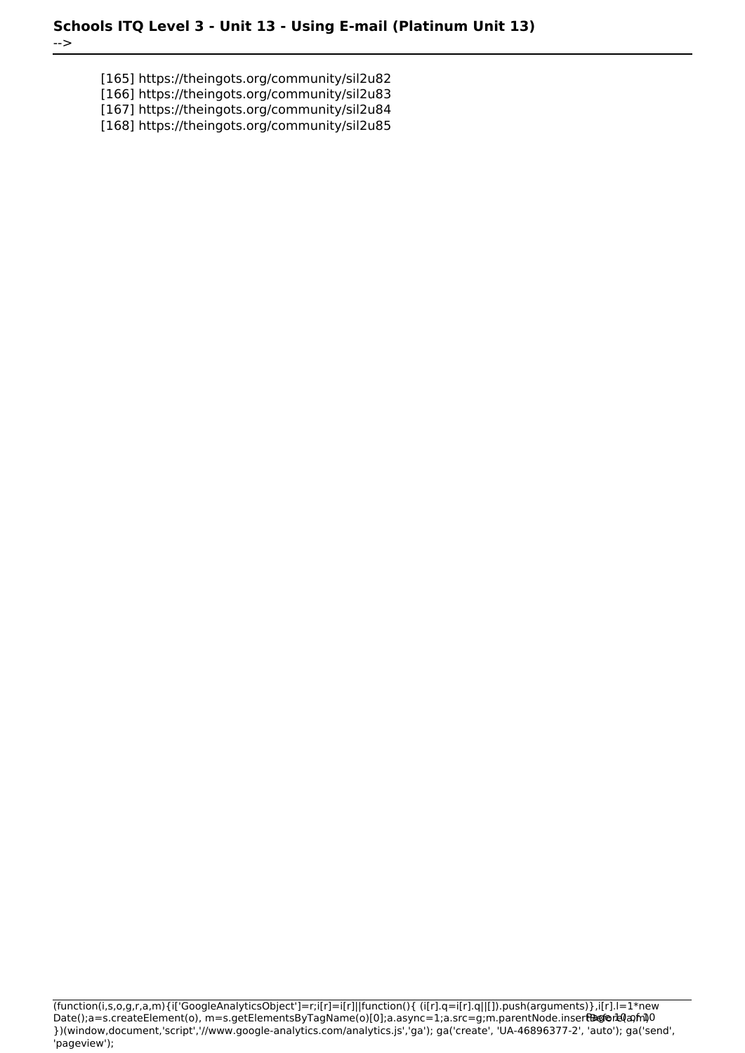[165] https://theingots.org/community/sil2u82
[166] https://theingots.org/community/sil2u83
[167] https://theingots.org/community/sil2u84
[168] https://theingots.org/community/sil2u85